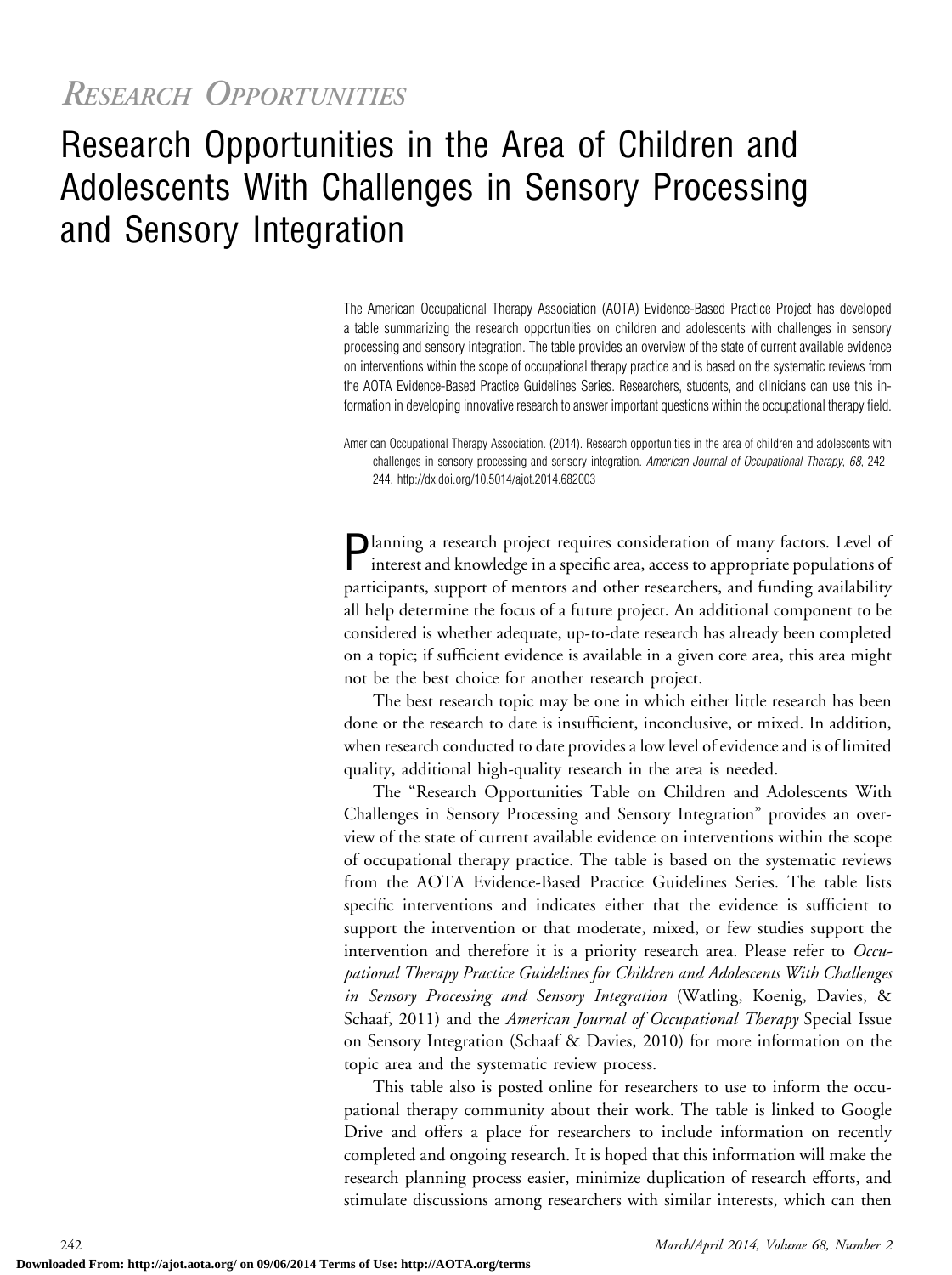*RESEARCH OPPORTUNITIES*

# Research Opportunities in the Area of Children and Adolescents With Challenges in Sensory Processing and Sensory Integration

The American Occupational Therapy Association (AOTA) Evidence-Based Practice Project has developed a table summarizing the research opportunities on children and adolescents with challenges in sensory processing and sensory integration. The table provides an overview of the state of current available evidence on interventions within the scope of occupational therapy practice and is based on the systematic reviews from the AOTA Evidence-Based Practice Guidelines Series. Researchers, students, and clinicians can use this information in developing innovative research to answer important questions within the occupational therapy field.

American Occupational Therapy Association. (2014). Research opportunities in the area of children and adolescents with challenges in sensory processing and sensory integration. *American Journal of Occupational Therapy, 68,* 242–244. http://dx.doi.org/10.5014/ajot.2014.682003

Planning a research project requires consideration of many factors. Level of interest and knowledge in a specific area, access to appropriate populations of participants, support of mentors and other researchers, and funding availability all help determine the focus of a future project. An additional component to be considered is whether adequate, up-to-date research has already been completed on a topic; if sufficient evidence is available in a given core area, this area might not be the best choice for another research project.

The best research topic may be one in which either little research has been done or the research to date is insufficient, inconclusive, or mixed. In addition, when research conducted to date provides a low level of evidence and is of limited quality, additional high-quality research in the area is needed.

The "Research Opportunities Table on Children and Adolescents With Challenges in Sensory Processing and Sensory Integration" provides an overview of the state of current available evidence on interventions within the scope of occupational therapy practice. The table is based on the systematic reviews from the AOTA Evidence-Based Practice Guidelines Series. The table lists specific interventions and indicates either that the evidence is sufficient to support the intervention or that moderate, mixed, or few studies support the intervention and therefore it is a priority research area. Please refer to *Occupational Therapy Practice Guidelines for Children and Adolescents With Challenges in Sensory Processing and Sensory Integration* (Watling, Koenig, Davies, & Schaaf, 2011) and the *American Journal of Occupational Therapy* Special Issue on Sensory Integration (Schaaf & Davies, 2010) for more information on the topic area and the systematic review process.

This table also is posted online for researchers to use to inform the occupational therapy community about their work. The table is linked to Google Drive and offers a place for researchers to include information on recently completed and ongoing research. It is hoped that this information will make the research planning process easier, minimize duplication of research efforts, and stimulate discussions among researchers with similar interests, which can then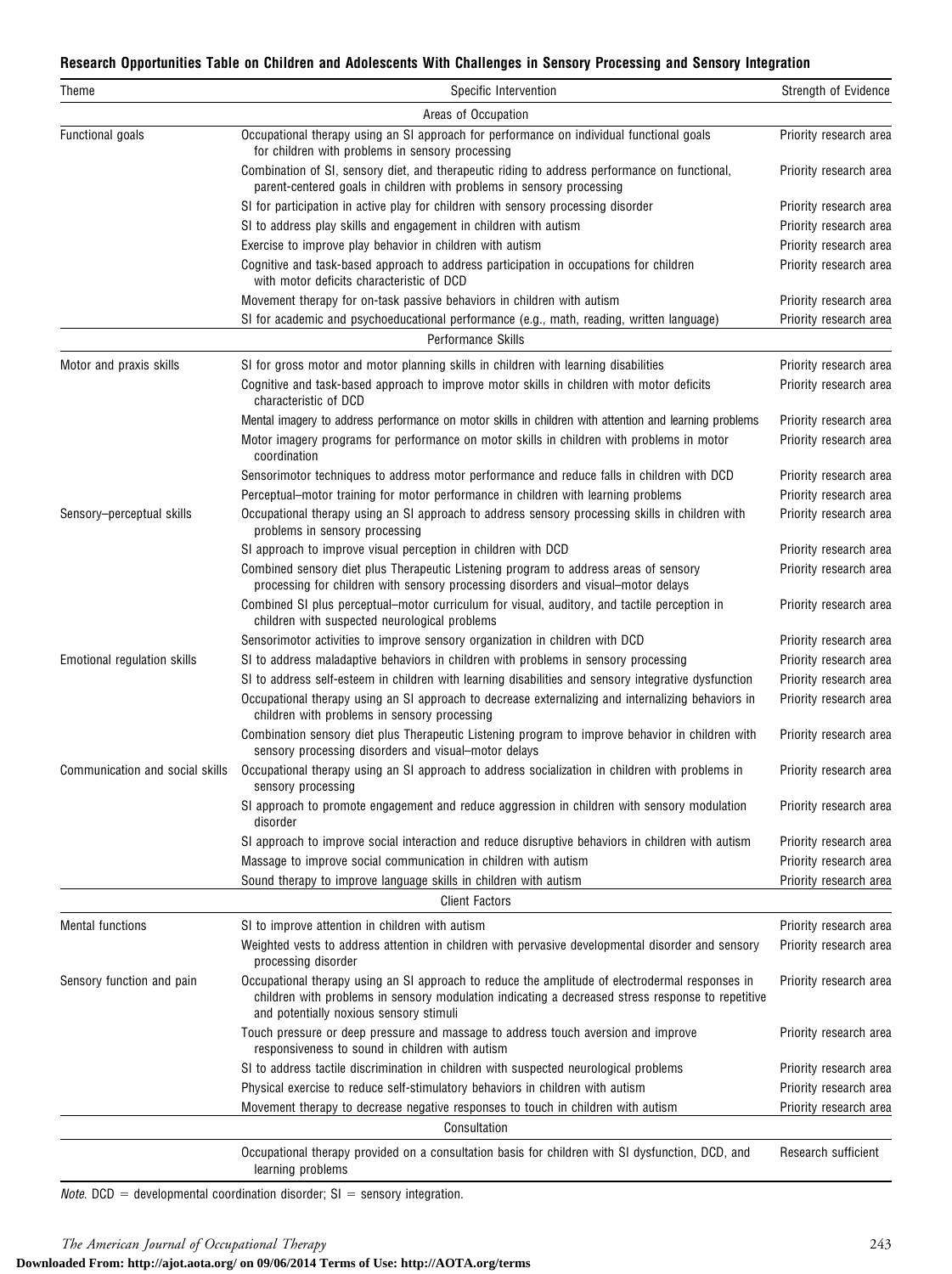**Research Opportunities Table on Children and Adolescents With Challenges in Sensory Processing and Sensory Integration**

| Theme | Specific Intervention | Strength of Evidence |
|---|---|---|
| | **Areas of Occupation** | |
| Functional goals | Occupational therapy using an SI approach for performance on individual functional goals for children with problems in sensory processing | Priority research area |
| | Combination of SI, sensory diet, and therapeutic riding to address performance on functional, parent-centered goals in children with problems in sensory processing | Priority research area |
| | SI for participation in active play for children with sensory processing disorder | Priority research area |
| | SI to address play skills and engagement in children with autism | Priority research area |
| | Exercise to improve play behavior in children with autism | Priority research area |
| | Cognitive and task-based approach to address participation in occupations for children with motor deficits characteristic of DCD | Priority research area |
| | Movement therapy for on-task passive behaviors in children with autism | Priority research area |
| | SI for academic and psychoeducational performance (e.g., math, reading, written language) | Priority research area |
| | **Performance Skills** | |
| Motor and praxis skills | SI for gross motor and motor planning skills in children with learning disabilities | Priority research area |
| | Cognitive and task-based approach to improve motor skills in children with motor deficits characteristic of DCD | Priority research area |
| | Mental imagery to address performance on motor skills in children with attention and learning problems | Priority research area |
| | Motor imagery programs for performance on motor skills in children with problems in motor coordination | Priority research area |
| | Sensorimotor techniques to address motor performance and reduce falls in children with DCD | Priority research area |
| | Perceptual–motor training for motor performance in children with learning problems | Priority research area |
| Sensory–perceptual skills | Occupational therapy using an SI approach to address sensory processing skills in children with problems in sensory processing | Priority research area |
| | SI approach to improve visual perception in children with DCD | Priority research area |
| | Combined sensory diet plus Therapeutic Listening program to address areas of sensory processing for children with sensory processing disorders and visual–motor delays | Priority research area |
| | Combined SI plus perceptual–motor curriculum for visual, auditory, and tactile perception in children with suspected neurological problems | Priority research area |
| | Sensorimotor activities to improve sensory organization in children with DCD | Priority research area |
| Emotional regulation skills | SI to address maladaptive behaviors in children with problems in sensory processing | Priority research area |
| | SI to address self-esteem in children with learning disabilities and sensory integrative dysfunction | Priority research area |
| | Occupational therapy using an SI approach to decrease externalizing and internalizing behaviors in children with problems in sensory processing | Priority research area |
| | Combination sensory diet plus Therapeutic Listening program to improve behavior in children with sensory processing disorders and visual–motor delays | Priority research area |
| Communication and social skills | Occupational therapy using an SI approach to address socialization in children with problems in sensory processing | Priority research area |
| | SI approach to promote engagement and reduce aggression in children with sensory modulation disorder | Priority research area |
| | SI approach to improve social interaction and reduce disruptive behaviors in children with autism | Priority research area |
| | Massage to improve social communication in children with autism | Priority research area |
| | Sound therapy to improve language skills in children with autism | Priority research area |
| | **Client Factors** | |
| Mental functions | SI to improve attention in children with autism | Priority research area |
| | Weighted vests to address attention in children with pervasive developmental disorder and sensory processing disorder | Priority research area |
| Sensory function and pain | Occupational therapy using an SI approach to reduce the amplitude of electrodermal responses in children with problems in sensory modulation indicating a decreased stress response to repetitive and potentially noxious sensory stimuli | Priority research area |
| | Touch pressure or deep pressure and massage to address touch aversion and improve responsiveness to sound in children with autism | Priority research area |
| | SI to address tactile discrimination in children with suspected neurological problems | Priority research area |
| | Physical exercise to reduce self-stimulatory behaviors in children with autism | Priority research area |
| | Movement therapy to decrease negative responses to touch in children with autism | Priority research area |
| | **Consultation** | |
| | Occupational therapy provided on a consultation basis for children with SI dysfunction, DCD, and learning problems | Research sufficient |

*Note*. DCD = developmental coordination disorder; SI = sensory integration.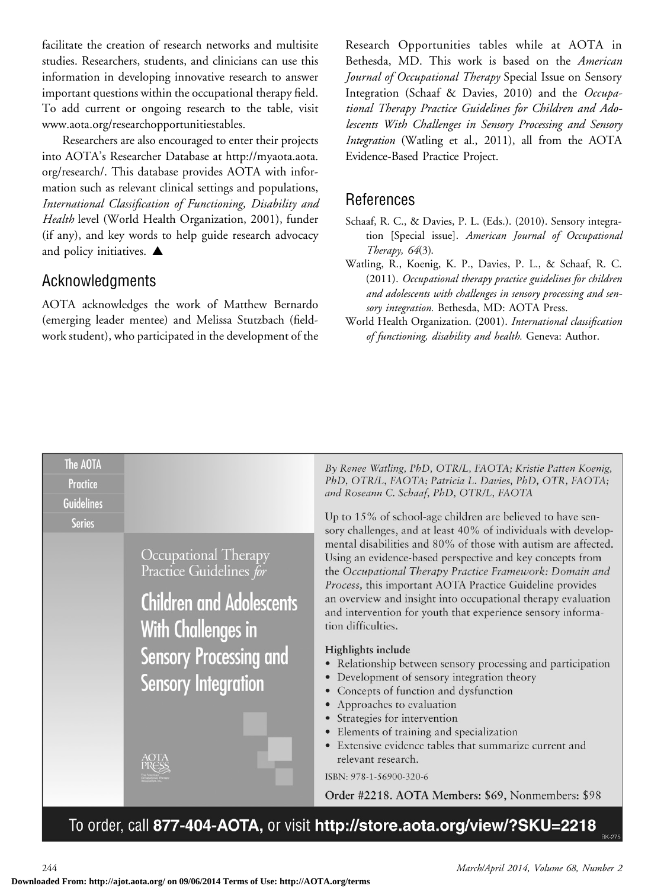facilitate the creation of research networks and multisite studies. Researchers, students, and clinicians can use this information in developing innovative research to answer important questions within the occupational therapy field. To add current or ongoing research to the table, visit www.aota.org/researchopportunitiestables.

Researchers are also encouraged to enter their projects into AOTA's Researcher Database at http://myaota.aota.org/research/. This database provides AOTA with information such as relevant clinical settings and populations, *International Classification of Functioning, Disability and Health* level (World Health Organization, 2001), funder (if any), and key words to help guide research advocacy and policy initiatives. ▲

## Acknowledgments

AOTA acknowledges the work of Matthew Bernardo (emerging leader mentee) and Melissa Stutzbach (fieldwork student), who participated in the development of the Research Opportunities tables while at AOTA in Bethesda, MD. This work is based on the *American Journal of Occupational Therapy* Special Issue on Sensory Integration (Schaaf & Davies, 2010) and the *Occupational Therapy Practice Guidelines for Children and Adolescents With Challenges in Sensory Processing and Sensory Integration* (Watling et al., 2011), all from the AOTA Evidence-Based Practice Project.

## References

Schaaf, R. C., & Davies, P. L. (Eds.). (2010). Sensory integration [Special issue]. *American Journal of Occupational Therapy, 64*(3).

Watling, R., Koenig, K. P., Davies, P. L., & Schaaf, R. C. (2011). *Occupational therapy practice guidelines for children and adolescents with challenges in sensory processing and sensory integration.* Bethesda, MD: AOTA Press.

World Health Organization. (2001). *International classification of functioning, disability and health.* Geneva: Author.

The AOTA Practice Guidelines Series

Occupational Therapy Practice Guidelines *for*

**Children and Adolescents With Challenges in Sensory Processing and Sensory Integration**

AOTA PRESS

*By Renee Watling, PhD, OTR/L, FAOTA; Kristie Patten Koenig, PhD, OTR/L, FAOTA; Patricia L. Davies, PhD, OTR, FAOTA; and Roseann C. Schaaf, PhD, OTR/L, FAOTA*

Up to 15% of school-age children are believed to have sensory challenges, and at least 40% of individuals with developmental disabilities and 80% of those with autism are affected. Using an evidence-based perspective and key concepts from the *Occupational Therapy Practice Framework: Domain and Process*, this important AOTA Practice Guideline provides an overview and insight into occupational therapy evaluation and intervention for youth that experience sensory information difficulties.

Highlights include

- Relationship between sensory processing and participation
- Development of sensory integration theory
- Concepts of function and dysfunction
- Approaches to evaluation
- Strategies for intervention
- Elements of training and specialization
- Extensive evidence tables that summarize current and relevant research.

ISBN: 978-1-56900-320-6

**Order #2218. AOTA Members: $69,** Nonmembers: $98

To order, call **877-404-AOTA,** or visit **http://store.aota.org/view/?SKU=2218**

BK-275